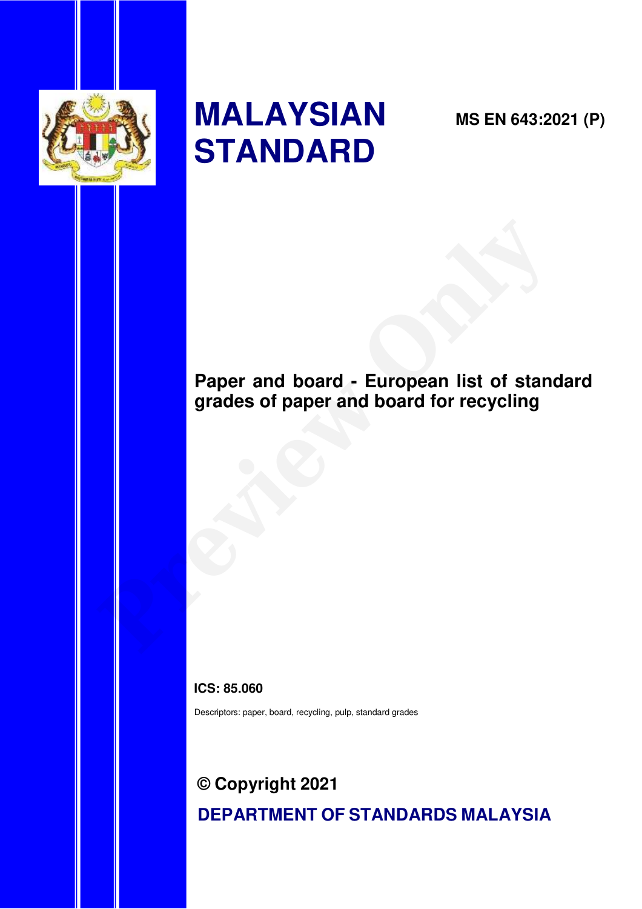# MALAYSIAN STANDARD

**MS EN 643:2021 (P)**

## Paper and board - European list of standard grades of paper and board for recycling

**ICS: 85.060**

Descriptors: paper, board, recycling, pulp, standard grades

**© Copyright 2021**

**DEPARTMENT OF STANDARDS MALAYSIA**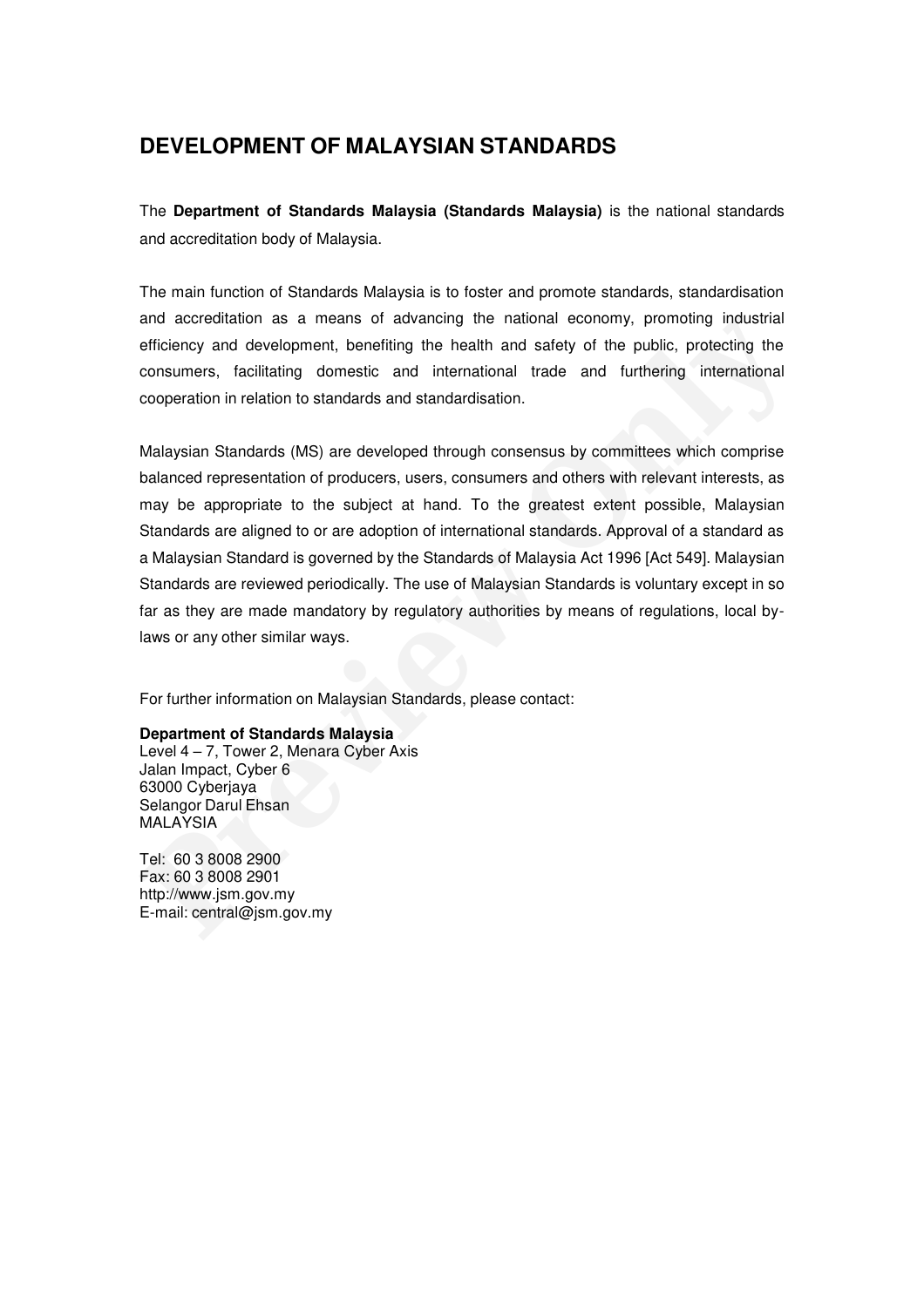# DEVELOPMENT OF MALAYSIAN STANDARDS

The **Department of Standards Malaysia (Standards Malaysia)** is the national standards and accreditation body of Malaysia.

The main function of Standards Malaysia is to foster and promote standards, standardisation and accreditation as a means of advancing the national economy, promoting industrial efficiency and development, benefiting the health and safety of the public, protecting the consumers, facilitating domestic and international trade and furthering international cooperation in relation to standards and standardisation.

Malaysian Standards (MS) are developed through consensus by committees which comprise balanced representation of producers, users, consumers and others with relevant interests, as may be appropriate to the subject at hand. To the greatest extent possible, Malaysian Standards are aligned to or are adoption of international standards. Approval of a standard as a Malaysian Standard is governed by the Standards of Malaysia Act 1996 [Act 549]. Malaysian Standards are reviewed periodically. The use of Malaysian Standards is voluntary except in so far as they are made mandatory by regulatory authorities by means of regulations, local by-laws or any other similar ways.

For further information on Malaysian Standards, please contact:

**Department of Standards Malaysia**
Level 4 – 7, Tower 2, Menara Cyber Axis
Jalan Impact, Cyber 6
63000 Cyberjaya
Selangor Darul Ehsan
MALAYSIA

Tel: 60 3 8008 2900
Fax: 60 3 8008 2901
http://www.jsm.gov.my
E-mail: central@jsm.gov.my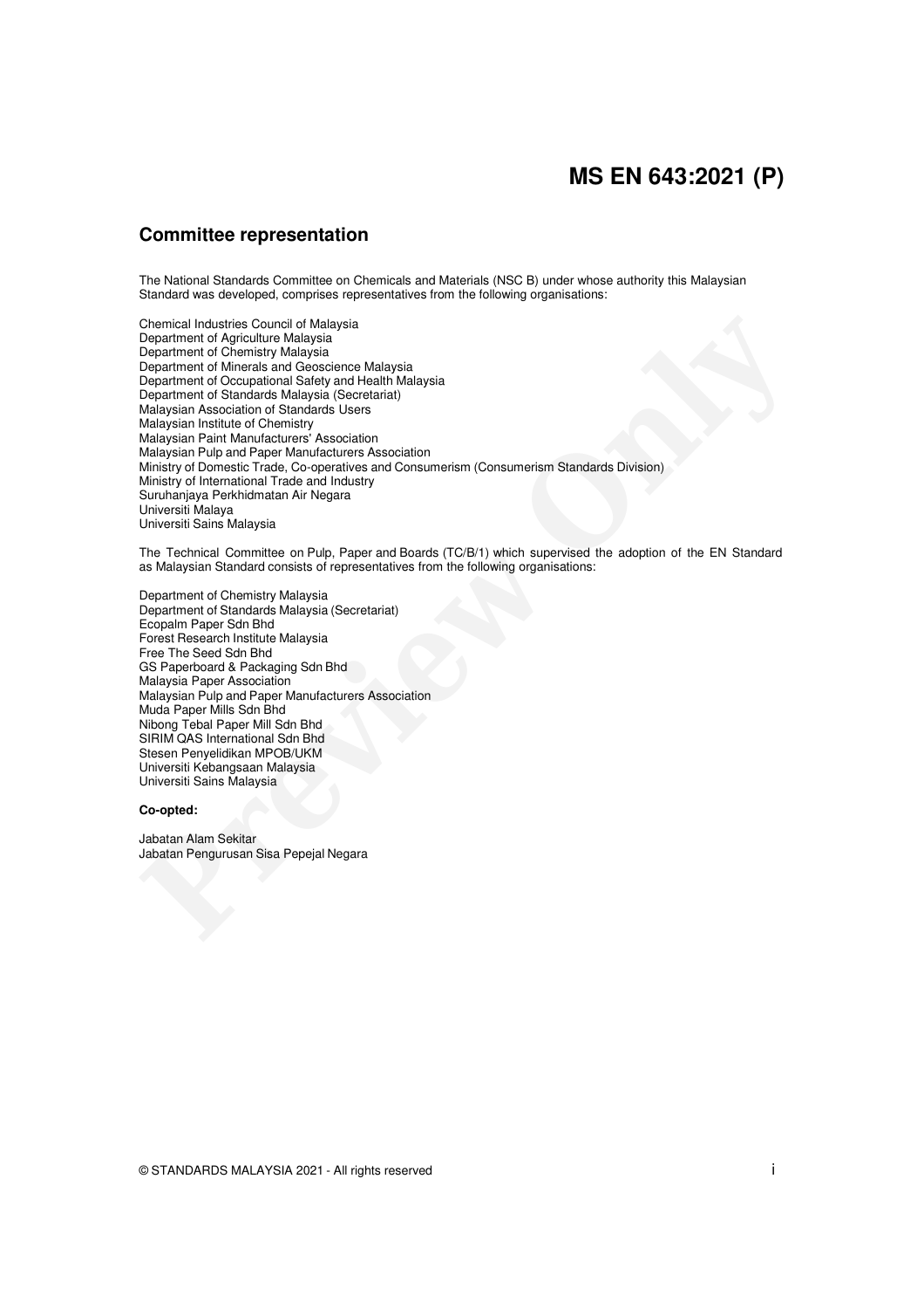## Committee representation

The National Standards Committee on Chemicals and Materials (NSC B) under whose authority this Malaysian Standard was developed, comprises representatives from the following organisations:

Chemical Industries Council of Malaysia
Department of Agriculture Malaysia
Department of Chemistry Malaysia
Department of Minerals and Geoscience Malaysia
Department of Occupational Safety and Health Malaysia
Department of Standards Malaysia (Secretariat)
Malaysian Association of Standards Users
Malaysian Institute of Chemistry
Malaysian Paint Manufacturers' Association
Malaysian Pulp and Paper Manufacturers Association
Ministry of Domestic Trade, Co-operatives and Consumerism (Consumerism Standards Division)
Ministry of International Trade and Industry
Suruhanjaya Perkhidmatan Air Negara
Universiti Malaya
Universiti Sains Malaysia

The Technical Committee on Pulp, Paper and Boards (TC/B/1) which supervised the adoption of the EN Standard as Malaysian Standard consists of representatives from the following organisations:

Department of Chemistry Malaysia
Department of Standards Malaysia (Secretariat)
Ecopalm Paper Sdn Bhd
Forest Research Institute Malaysia
Free The Seed Sdn Bhd
GS Paperboard & Packaging Sdn Bhd
Malaysia Paper Association
Malaysian Pulp and Paper Manufacturers Association
Muda Paper Mills Sdn Bhd
Nibong Tebal Paper Mill Sdn Bhd
SIRIM QAS International Sdn Bhd
Stesen Penyelidikan MPOB/UKM
Universiti Kebangsaan Malaysia
Universiti Sains Malaysia

**Co-opted:**

Jabatan Alam Sekitar
Jabatan Pengurusan Sisa Pepejal Negara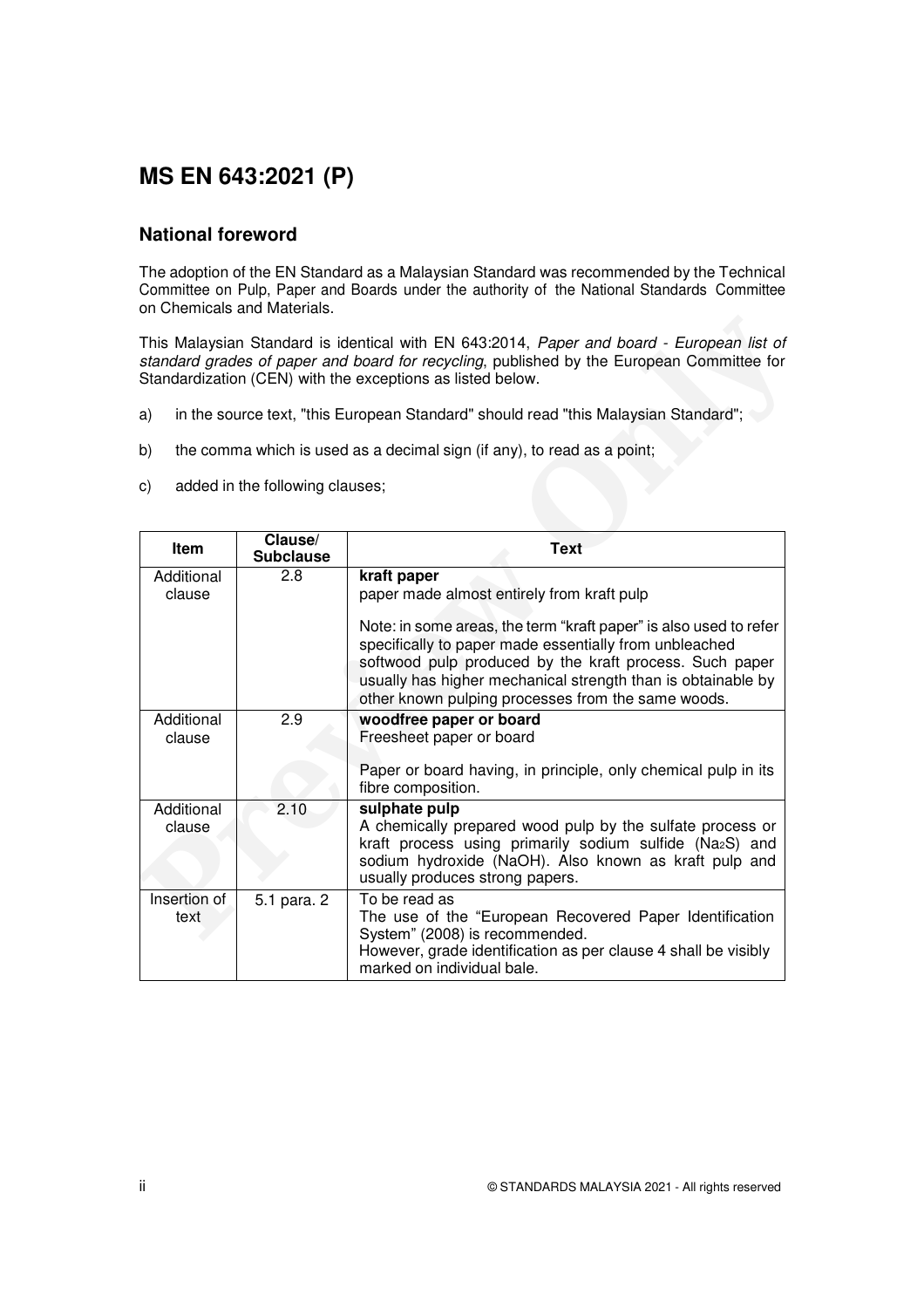# MS EN 643:2021 (P)

## National foreword

The adoption of the EN Standard as a Malaysian Standard was recommended by the Technical Committee on Pulp, Paper and Boards under the authority of the National Standards Committee on Chemicals and Materials.

This Malaysian Standard is identical with EN 643:2014, *Paper and board - European list of standard grades of paper and board for recycling*, published by the European Committee for Standardization (CEN) with the exceptions as listed below.

a) in the source text, "this European Standard" should read "this Malaysian Standard";

b) the comma which is used as a decimal sign (if any), to read as a point;

c) added in the following clauses;

| Item | Clause/ Subclause | Text |
|---|---|---|
| Additional clause | 2.8 | **kraft paper**<br>paper made almost entirely from kraft pulp<br><br>Note: in some areas, the term "kraft paper" is also used to refer specifically to paper made essentially from unbleached softwood pulp produced by the kraft process. Such paper usually has higher mechanical strength than is obtainable by other known pulping processes from the same woods. |
| Additional clause | 2.9 | **woodfree paper or board**<br>Freesheet paper or board<br><br>Paper or board having, in principle, only chemical pulp in its fibre composition. |
| Additional clause | 2.10 | **sulphate pulp**<br>A chemically prepared wood pulp by the sulfate process or kraft process using primarily sodium sulfide ($Na_2S$) and sodium hydroxide ($NaOH$). Also known as kraft pulp and usually produces strong papers. |
| Insertion of text | 5.1 para. 2 | To be read as<br>The use of the "European Recovered Paper Identification System" (2008) is recommended.<br>However, grade identification as per clause 4 shall be visibly marked on individual bale. |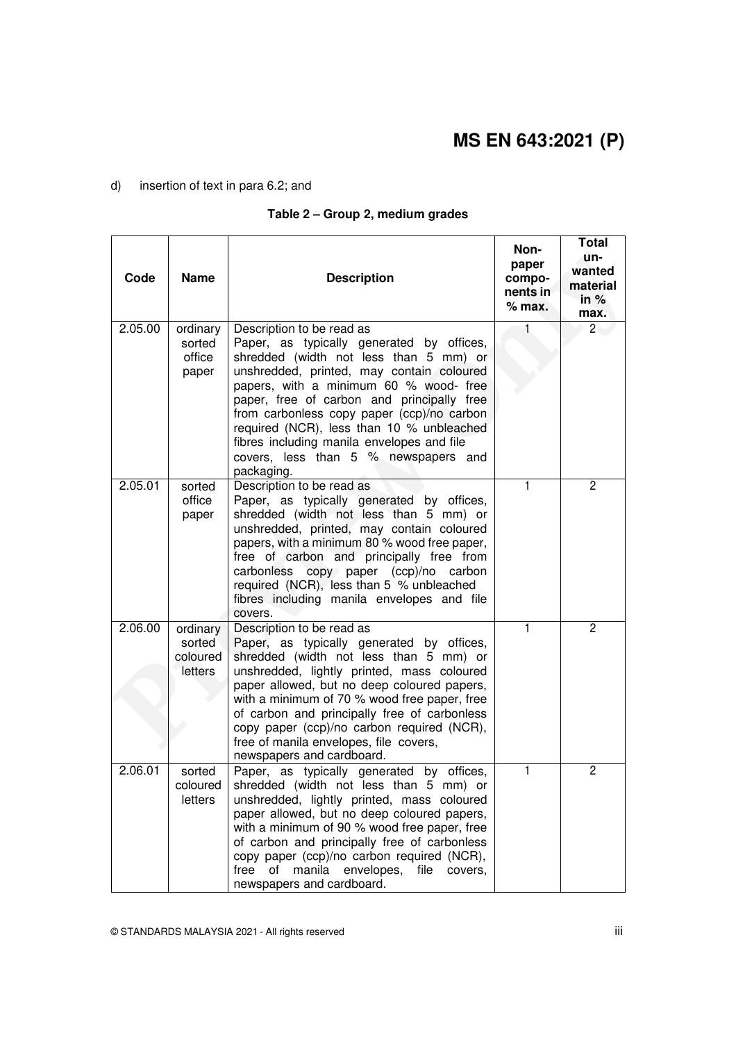d) insertion of text in para 6.2; and

**Table 2 – Group 2, medium grades**

| Code | Name | Description | Non-paper compo-nents in % max. | Total un-wanted material in % max. |
|---|---|---|---|---|
| 2.05.00 | ordinary sorted office paper | Description to be read as Paper, as typically generated by offices, shredded (width not less than 5 mm) or unshredded, printed, may contain coloured papers, with a minimum 60 % wood- free paper, free of carbon and principally free from carbonless copy paper (ccp)/no carbon required (NCR), less than 10 % unbleached fibres including manila envelopes and file covers, less than 5 % newspapers and packaging. | 1 | 2 |
| 2.05.01 | sorted office paper | Description to be read as Paper, as typically generated by offices, shredded (width not less than 5 mm) or unshredded, printed, may contain coloured papers, with a minimum 80 % wood free paper, free of carbon and principally free from carbonless copy paper (ccp)/no carbon required (NCR), less than 5 % unbleached fibres including manila envelopes and file covers. | 1 | 2 |
| 2.06.00 | ordinary sorted coloured letters | Description to be read as Paper, as typically generated by offices, shredded (width not less than 5 mm) or unshredded, lightly printed, mass coloured paper allowed, but no deep coloured papers, with a minimum of 70 % wood free paper, free of carbon and principally free of carbonless copy paper (ccp)/no carbon required (NCR), free of manila envelopes, file covers, newspapers and cardboard. | 1 | 2 |
| 2.06.01 | sorted coloured letters | Paper, as typically generated by offices, shredded (width not less than 5 mm) or unshredded, lightly printed, mass coloured paper allowed, but no deep coloured papers, with a minimum of 90 % wood free paper, free of carbon and principally free of carbonless copy paper (ccp)/no carbon required (NCR), free of manila envelopes, file covers, newspapers and cardboard. | 1 | 2 |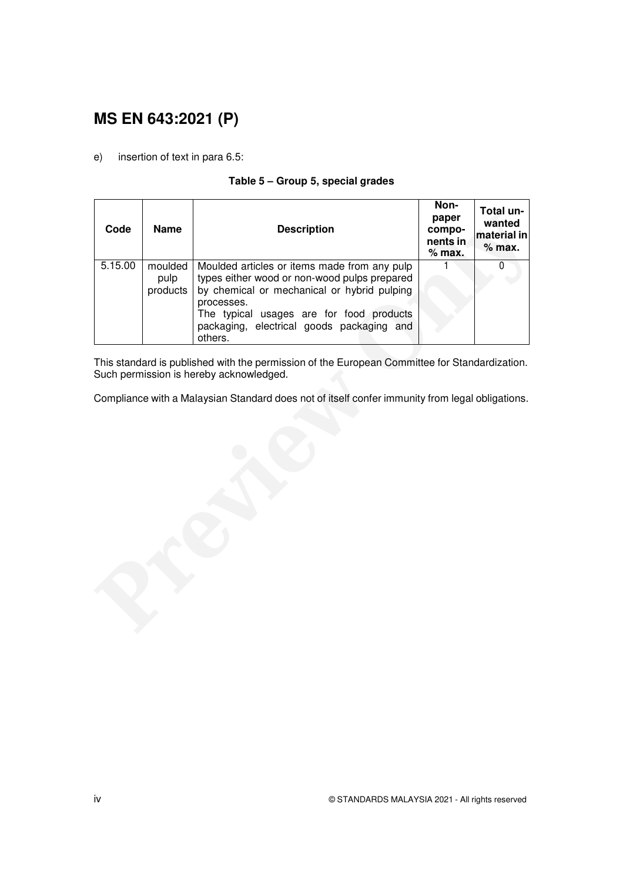e) insertion of text in para 6.5:

**Table 5 – Group 5, special grades**

| Code | Name | Description | Non-paper components in % max. | Total unwanted material in % max. |
|---|---|---|---|---|
| 5.15.00 | moulded pulp products | Moulded articles or items made from any pulp types either wood or non-wood pulps prepared by chemical or mechanical or hybrid pulping processes. The typical usages are for food products packaging, electrical goods packaging and others. | 1 | 0 |

This standard is published with the permission of the European Committee for Standardization. Such permission is hereby acknowledged.

Compliance with a Malaysian Standard does not of itself confer immunity from legal obligations.